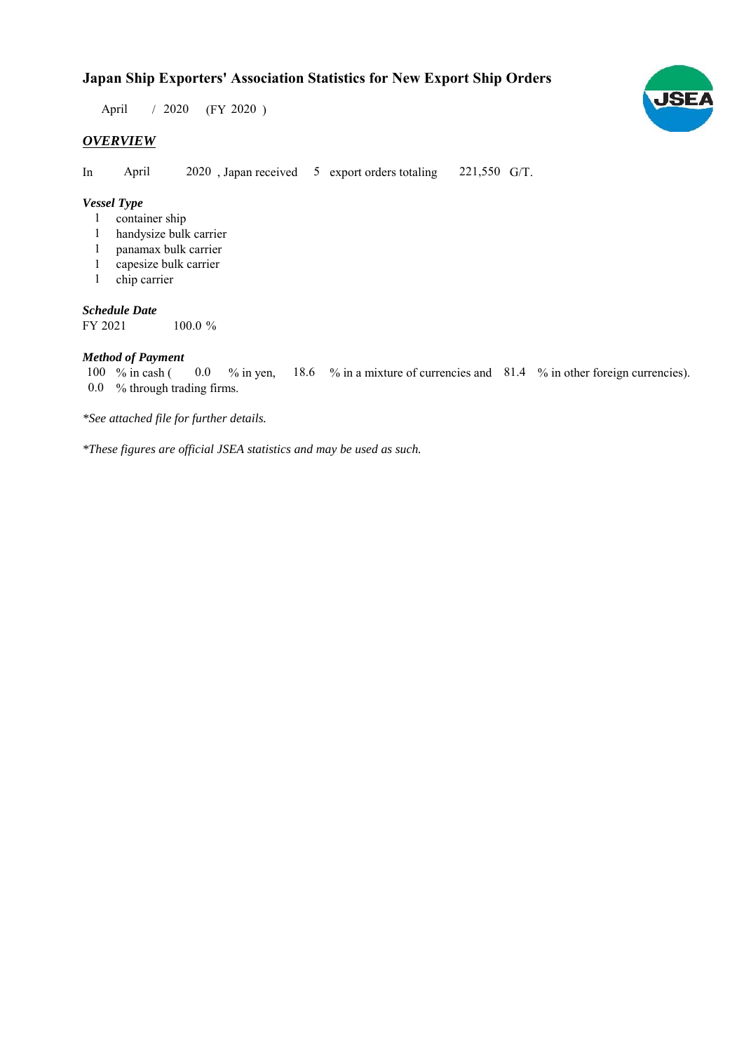# Japan Ship Exporters' Association Statistics for New Export Ship Orders

April / 2020 (FY 2020 )

## *OVERVIEW*

In April 2020 , Japan received 5 export orders totaling 221,550 G/T.

### *Vessel Type*

1 container ship
1 handysize bulk carrier
1 panamax bulk carrier
1 capesize bulk carrier
1 chip carrier

### *Schedule Date*

FY 2021 100.0 %

### *Method of Payment*

100 % in cash ( 0.0 % in yen, 18.6 % in a mixture of currencies and 81.4 % in other foreign currencies).
0.0 % through trading firms.

*\*See attached file for further details.*

*\*These figures are official JSEA statistics and may be used as such.*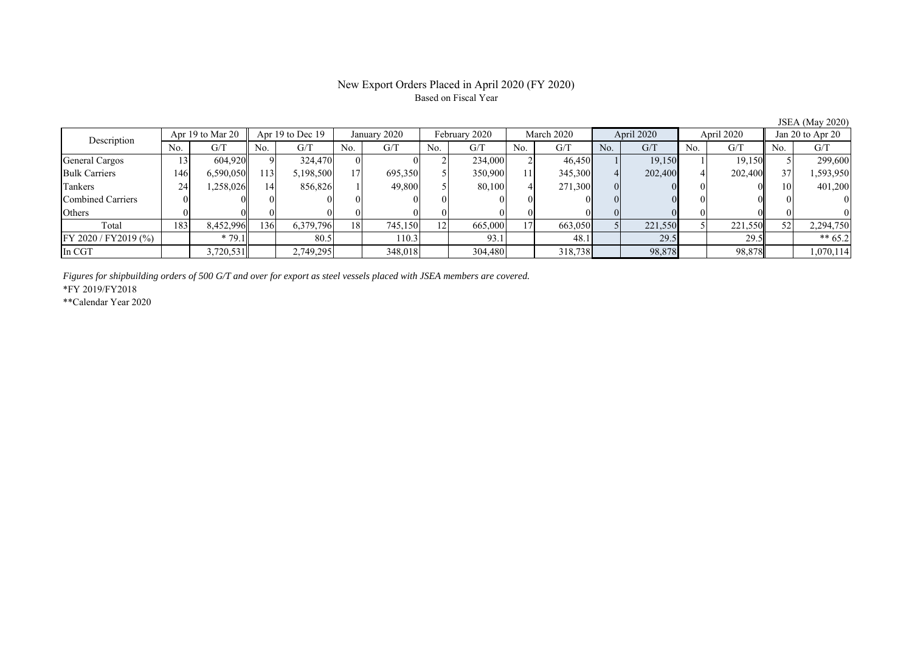# New Export Orders Placed in April 2020 (FY 2020)

Based on Fiscal Year

JSEA (May 2020)

| Description | Apr 19 to Mar 20 | | Apr 19 to Dec 19 | | January 2020 | | February 2020 | | March 2020 | | April 2020 | | April 2020 | | Jan 20 to Apr 20 | |
|---|---|---|---|---|---|---|---|---|---|---|---|---|---|---|---|---|
| | No. | G/T | No. | G/T | No. | G/T | No. | G/T | No. | G/T | No. | G/T | No. | G/T | No. | G/T |
| General Cargos | 13 | 604,920 | 9 | 324,470 | 0 | 0 | 2 | 234,000 | 2 | 46,450 | 1 | 19,150 | 1 | 19,150 | 5 | 299,600 |
| Bulk Carriers | 146 | 6,590,050 | 113 | 5,198,500 | 17 | 695,350 | 5 | 350,900 | 11 | 345,300 | 4 | 202,400 | 4 | 202,400 | 37 | 1,593,950 |
| Tankers | 24 | 1,258,026 | 14 | 856,826 | 1 | 49,800 | 5 | 80,100 | 4 | 271,300 | 0 | 0 | 0 | 0 | 10 | 401,200 |
| Combined Carriers | 0 | 0 | 0 | 0 | 0 | 0 | 0 | 0 | 0 | 0 | 0 | 0 | 0 | 0 | 0 | 0 |
| Others | 0 | 0 | 0 | 0 | 0 | 0 | 0 | 0 | 0 | 0 | 0 | 0 | 0 | 0 | 0 | 0 |
| Total | 183 | 8,452,996 | 136 | 6,379,796 | 18 | 745,150 | 12 | 665,000 | 17 | 663,050 | 5 | 221,550 | 5 | 221,550 | 52 | 2,294,750 |
| FY 2020 / FY2019 (%) | | * 79.1 | | 80.5 | | 110.3 | | 93.1 | | 48.1 | | 29.5 | | 29.5 | | ** 65.2 |
| In CGT | | 3,720,531 | | 2,749,295 | | 348,018 | | 304,480 | | 318,738 | | 98,878 | | 98,878 | | 1,070,114 |

*Figures for shipbuilding orders of 500 G/T and over for export as steel vessels placed with JSEA members are covered.*

*FY 2019/FY2018

**Calendar Year 2020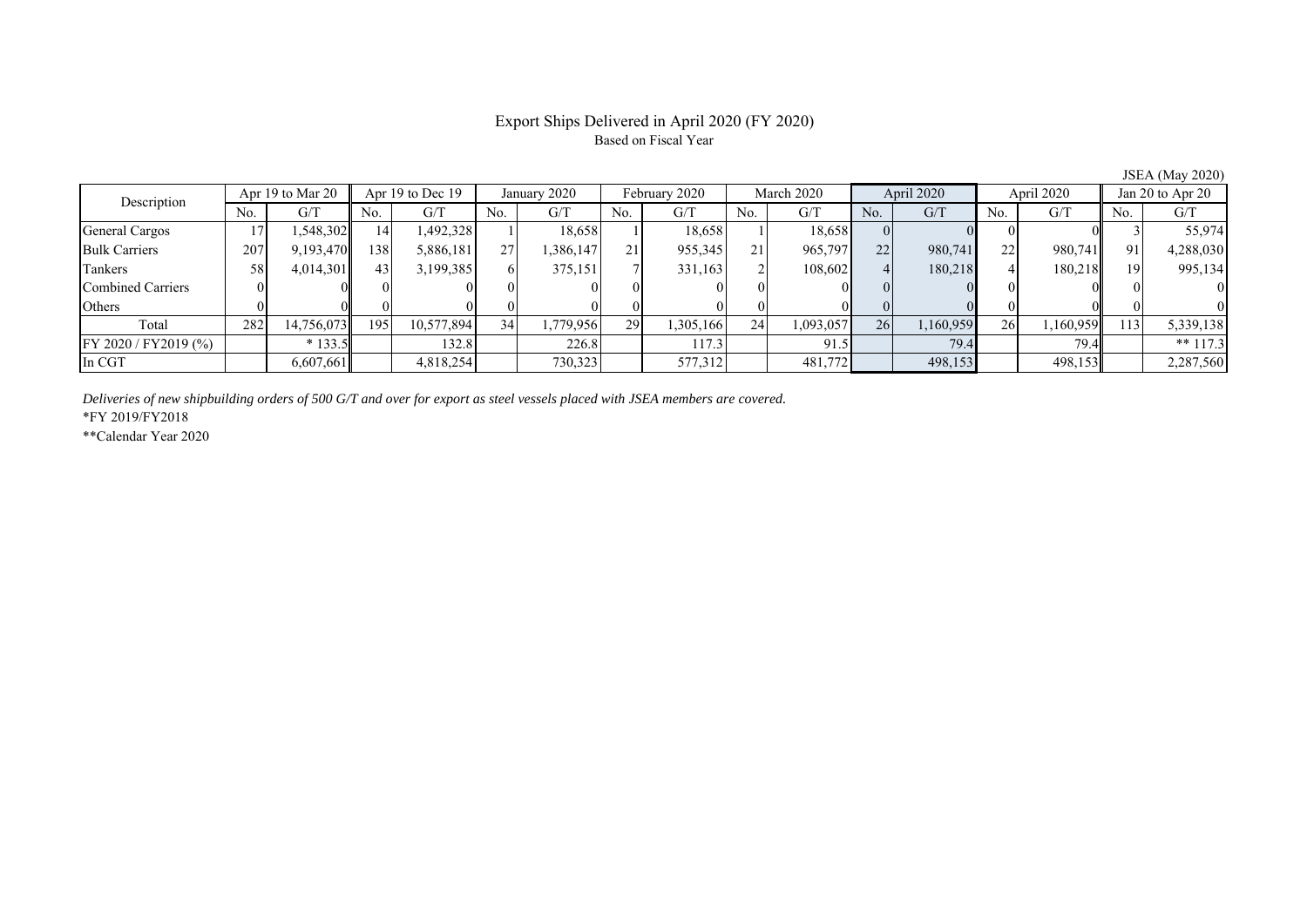# Export Ships Delivered in April 2020 (FY 2020)

Based on Fiscal Year

JSEA (May 2020)

| Description | Apr 19 to Mar 20 | | Apr 19 to Dec 19 | | January 2020 | | February 2020 | | March 2020 | | April 2020 | | April 2020 | | Jan 20 to Apr 20 | |
|---|---|---|---|---|---|---|---|---|---|---|---|---|---|---|---|---|
| | No. | G/T | No. | G/T | No. | G/T | No. | G/T | No. | G/T | No. | G/T | No. | G/T | No. | G/T |
| General Cargos | 17 | 1,548,302 | 14 | 1,492,328 | 1 | 18,658 | 1 | 18,658 | 1 | 18,658 | 0 | 0 | 0 | 0 | 3 | 55,974 |
| Bulk Carriers | 207 | 9,193,470 | 138 | 5,886,181 | 27 | 1,386,147 | 21 | 955,345 | 21 | 965,797 | 22 | 980,741 | 22 | 980,741 | 91 | 4,288,030 |
| Tankers | 58 | 4,014,301 | 43 | 3,199,385 | 6 | 375,151 | 7 | 331,163 | 2 | 108,602 | 4 | 180,218 | 4 | 180,218 | 19 | 995,134 |
| Combined Carriers | 0 | 0 | 0 | 0 | 0 | 0 | 0 | 0 | 0 | 0 | 0 | 0 | 0 | 0 | 0 | 0 |
| Others | 0 | 0 | 0 | 0 | 0 | 0 | 0 | 0 | 0 | 0 | 0 | 0 | 0 | 0 | 0 | 0 |
| Total | 282 | 14,756,073 | 195 | 10,577,894 | 34 | 1,779,956 | 29 | 1,305,166 | 24 | 1,093,057 | 26 | 1,160,959 | 26 | 1,160,959 | 113 | 5,339,138 |
| FY 2020 / FY2019 (%) | | * 133.5 | | 132.8 | | 226.8 | | 117.3 | | 91.5 | | 79.4 | | 79.4 | | ** 117.3 |
| In CGT | | 6,607,661 | | 4,818,254 | | 730,323 | | 577,312 | | 481,772 | | 498,153 | | 498,153 | | 2,287,560 |

*Deliveries of new shipbuilding orders of 500 G/T and over for export as steel vessels placed with JSEA members are covered.*

*FY 2019/FY2018

**Calendar Year 2020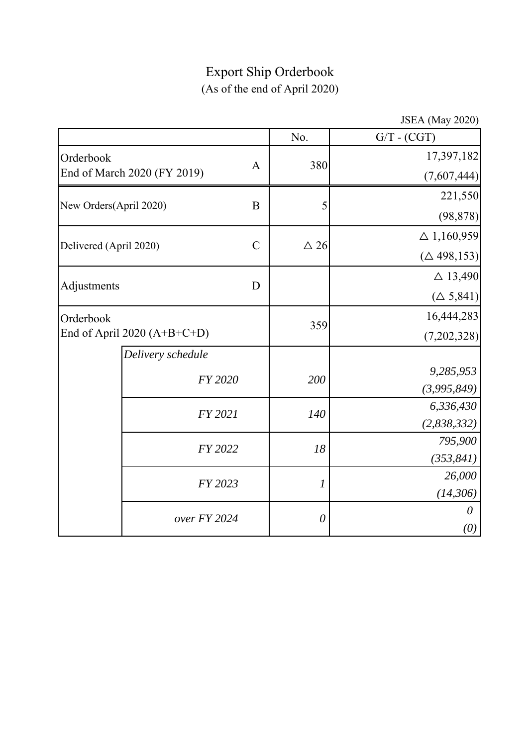# Export Ship Orderbook

(As of the end of April 2020)

JSEA (May 2020)

| | | | No. | G/T - (CGT) |
|---|---|---|---|---|
| Orderbook<br>End of March 2020 (FY 2019) | | A | 380 | 17,397,182<br>(7,607,444) |
| New Orders(April 2020) | | B | 5 | 221,550<br>(98,878) |
| Delivered (April 2020) | | C | △ 26 | △ 1,160,959<br>(△ 498,153) |
| Adjustments | | D | | △ 13,490<br>(△ 5,841) |
| Orderbook<br>End of April 2020 (A+B+C+D) | | | 359 | 16,444,283<br>(7,202,328) |
| | *Delivery schedule* | | | |
| | *FY 2020* | | *200* | *9,285,953*<br>*(3,995,849)* |
| | *FY 2021* | | *140* | *6,336,430*<br>*(2,838,332)* |
| | *FY 2022* | | *18* | *795,900*<br>*(353,841)* |
| | *FY 2023* | | *1* | *26,000*<br>*(14,306)* |
| | *over FY 2024* | | *0* | *0*<br>*(0)* |